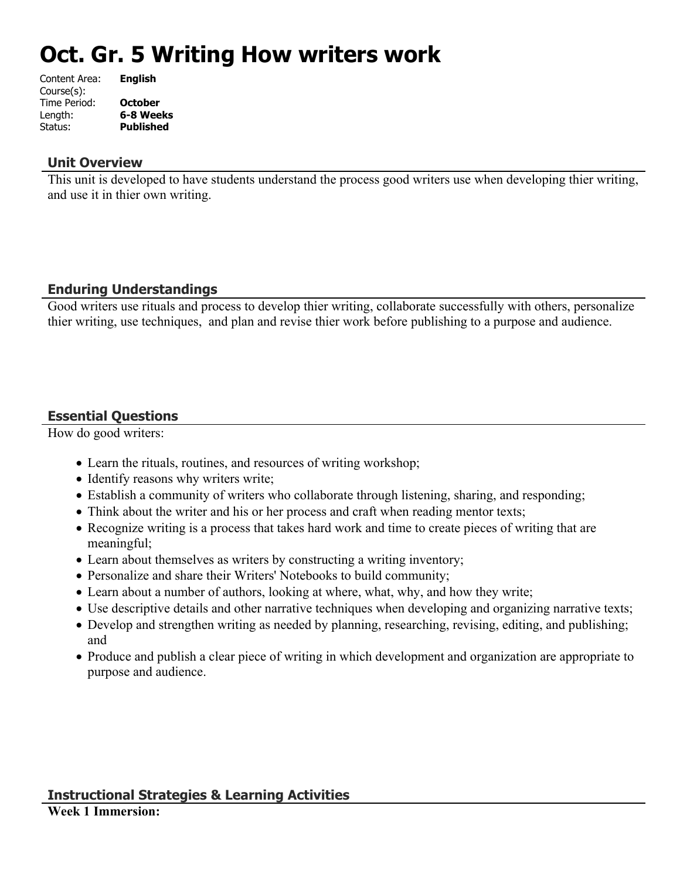# Oct. Gr. 5 Writing How writers work

| | |
|---|---|
| Content Area: | **English** |
| Course(s): | |
| Time Period: | **October** |
| Length: | **6-8 Weeks** |
| Status: | **Published** |

## Unit Overview

This unit is developed to have students understand the process good writers use when developing thier writing, and use it in thier own writing.

## Enduring Understandings

Good writers use rituals and process to develop thier writing, collaborate successfully with others, personalize thier writing, use techniques,  and plan and revise thier work before publishing to a purpose and audience.

## Essential Questions

How do good writers:

- Learn the rituals, routines, and resources of writing workshop;
- Identify reasons why writers write;
- Establish a community of writers who collaborate through listening, sharing, and responding;
- Think about the writer and his or her process and craft when reading mentor texts;
- Recognize writing is a process that takes hard work and time to create pieces of writing that are meaningful;
- Learn about themselves as writers by constructing a writing inventory;
- Personalize and share their Writers' Notebooks to build community;
- Learn about a number of authors, looking at where, what, why, and how they write;
- Use descriptive details and other narrative techniques when developing and organizing narrative texts;
- Develop and strengthen writing as needed by planning, researching, revising, editing, and publishing; and
- Produce and publish a clear piece of writing in which development and organization are appropriate to purpose and audience.

## Instructional Strategies & Learning Activities

**Week 1 Immersion:**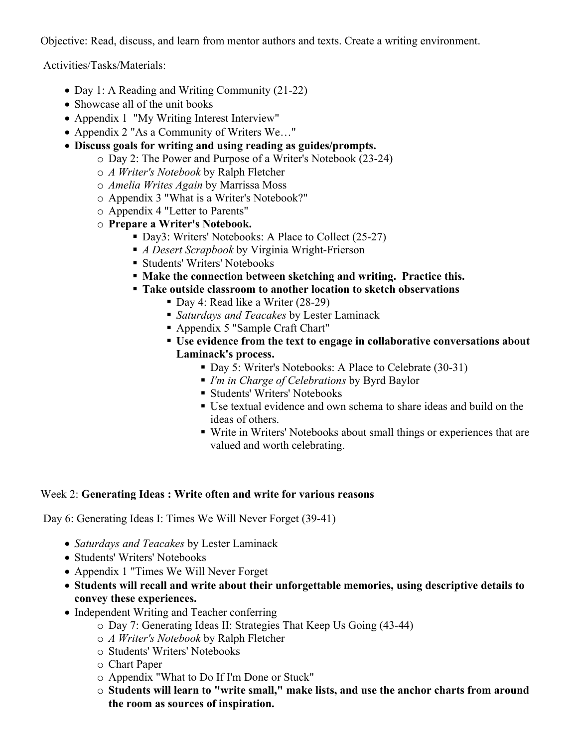Objective: Read, discuss, and learn from mentor authors and texts. Create a writing environment.

Activities/Tasks/Materials:

- Day 1: A Reading and Writing Community (21-22)
- Showcase all of the unit books
- Appendix 1 "My Writing Interest Interview"
- Appendix 2 "As a Community of Writers We…"
- **Discuss goals for writing and using reading as guides/prompts.**
    - Day 2: The Power and Purpose of a Writer's Notebook (23-24)
    - *A Writer's Notebook* by Ralph Fletcher
    - *Amelia Writes Again* by Marrissa Moss
    - Appendix 3 "What is a Writer's Notebook?"
    - Appendix 4 "Letter to Parents"
    - **Prepare a Writer's Notebook.**
        - Day3: Writers' Notebooks: A Place to Collect (25-27)
        - *A Desert Scrapbook* by Virginia Wright-Frierson
        - Students' Writers' Notebooks
        - **Make the connection between sketching and writing. Practice this.**
        - **Take outside classroom to another location to sketch observations**
            - Day 4: Read like a Writer (28-29)
            - *Saturdays and Teacakes* by Lester Laminack
            - Appendix 5 "Sample Craft Chart"
            - **Use evidence from the text to engage in collaborative conversations about Laminack's process.**
                - Day 5: Writer's Notebooks: A Place to Celebrate (30-31)
                - *I'm in Charge of Celebrations* by Byrd Baylor
                - Students' Writers' Notebooks
                - Use textual evidence and own schema to share ideas and build on the ideas of others.
                - Write in Writers' Notebooks about small things or experiences that are valued and worth celebrating.

Week 2: **Generating Ideas : Write often and write for various reasons**

Day 6: Generating Ideas I: Times We Will Never Forget (39-41)

- *Saturdays and Teacakes* by Lester Laminack
- Students' Writers' Notebooks
- Appendix 1 "Times We Will Never Forget
- **Students will recall and write about their unforgettable memories, using descriptive details to convey these experiences.**
- Independent Writing and Teacher conferring
    - Day 7: Generating Ideas II: Strategies That Keep Us Going (43-44)
    - *A Writer's Notebook* by Ralph Fletcher
    - Students' Writers' Notebooks
    - Chart Paper
    - Appendix "What to Do If I'm Done or Stuck"
    - **Students will learn to "write small," make lists, and use the anchor charts from around the room as sources of inspiration.**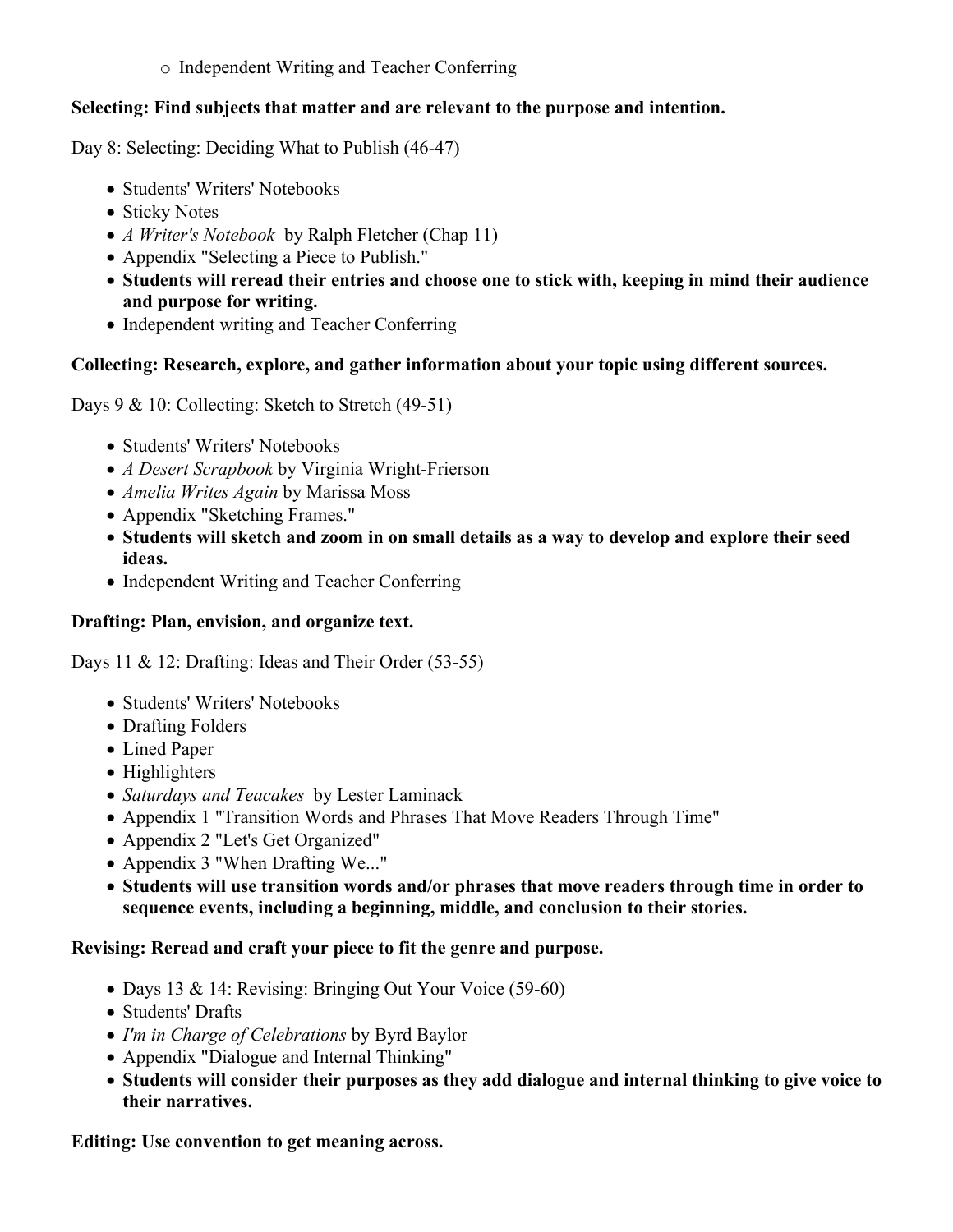- Independent Writing and Teacher Conferring

**Selecting: Find subjects that matter and are relevant to the purpose and intention.**

Day 8: Selecting: Deciding What to Publish (46-47)

- Students' Writers' Notebooks
- Sticky Notes
- *A Writer's Notebook* by Ralph Fletcher (Chap 11)
- Appendix "Selecting a Piece to Publish."
- **Students will reread their entries and choose one to stick with, keeping in mind their audience and purpose for writing.**
- Independent writing and Teacher Conferring

**Collecting: Research, explore, and gather information about your topic using different sources.**

Days 9 & 10: Collecting: Sketch to Stretch (49-51)

- Students' Writers' Notebooks
- *A Desert Scrapbook* by Virginia Wright-Frierson
- *Amelia Writes Again* by Marissa Moss
- Appendix "Sketching Frames."
- **Students will sketch and zoom in on small details as a way to develop and explore their seed ideas.**
- Independent Writing and Teacher Conferring

**Drafting: Plan, envision, and organize text.**

Days 11 & 12: Drafting: Ideas and Their Order (53-55)

- Students' Writers' Notebooks
- Drafting Folders
- Lined Paper
- Highlighters
- *Saturdays and Teacakes* by Lester Laminack
- Appendix 1 "Transition Words and Phrases That Move Readers Through Time"
- Appendix 2 "Let's Get Organized"
- Appendix 3 "When Drafting We..."
- **Students will use transition words and/or phrases that move readers through time in order to sequence events, including a beginning, middle, and conclusion to their stories.**

**Revising: Reread and craft your piece to fit the genre and purpose.**

- Days 13 & 14: Revising: Bringing Out Your Voice (59-60)
- Students' Drafts
- *I'm in Charge of Celebrations* by Byrd Baylor
- Appendix "Dialogue and Internal Thinking"
- **Students will consider their purposes as they add dialogue and internal thinking to give voice to their narratives.**

**Editing: Use convention to get meaning across.**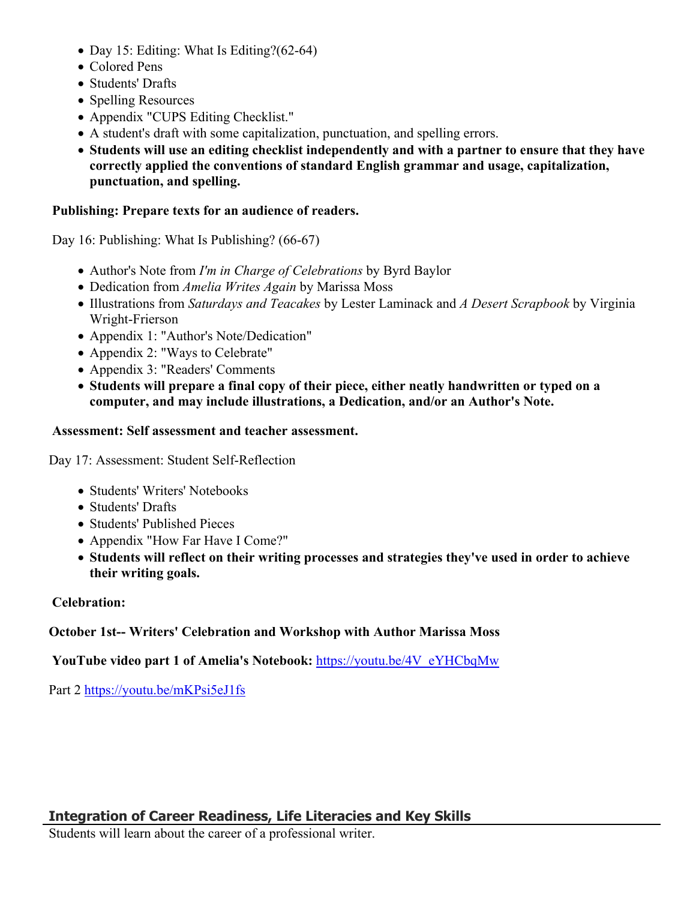- Day 15: Editing: What Is Editing?(62-64)
- Colored Pens
- Students' Drafts
- Spelling Resources
- Appendix "CUPS Editing Checklist."
- A student's draft with some capitalization, punctuation, and spelling errors.
- **Students will use an editing checklist independently and with a partner to ensure that they have correctly applied the conventions of standard English grammar and usage, capitalization, punctuation, and spelling.**

**Publishing: Prepare texts for an audience of readers.**

Day 16: Publishing: What Is Publishing? (66-67)

- Author's Note from *I'm in Charge of Celebrations* by Byrd Baylor
- Dedication from *Amelia Writes Again* by Marissa Moss
- Illustrations from *Saturdays and Teacakes* by Lester Laminack and *A Desert Scrapbook* by Virginia Wright-Frierson
- Appendix 1: "Author's Note/Dedication"
- Appendix 2: "Ways to Celebrate"
- Appendix 3: "Readers' Comments
- **Students will prepare a final copy of their piece, either neatly handwritten or typed on a computer, and may include illustrations, a Dedication, and/or an Author's Note.**

**Assessment: Self assessment and teacher assessment.**

Day 17: Assessment: Student Self-Reflection

- Students' Writers' Notebooks
- Students' Drafts
- Students' Published Pieces
- Appendix "How Far Have I Come?"
- **Students will reflect on their writing processes and strategies they've used in order to achieve their writing goals.**

**Celebration:**

**October 1st-- Writers' Celebration and Workshop with Author Marissa Moss**

**YouTube video part 1 of Amelia's Notebook:** https://youtu.be/4V_eYHCbqMw

Part 2 https://youtu.be/mKPsi5eJ1fs

## Integration of Career Readiness, Life Literacies and Key Skills

Students will learn about the career of a professional writer.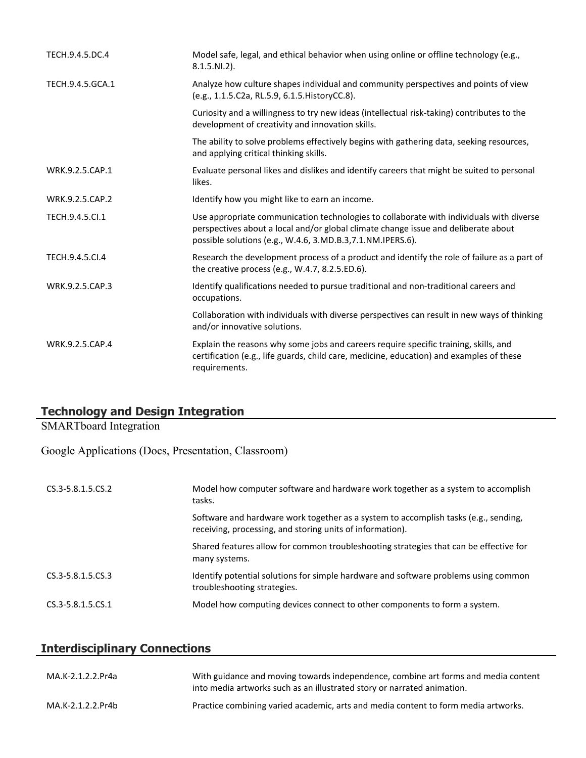| | |
|---|---|
| TECH.9.4.5.DC.4 | Model safe, legal, and ethical behavior when using online or offline technology (e.g., 8.1.5.NI.2). |
| TECH.9.4.5.GCA.1 | Analyze how culture shapes individual and community perspectives and points of view (e.g., 1.1.5.C2a, RL.5.9, 6.1.5.HistoryCC.8). |
| | Curiosity and a willingness to try new ideas (intellectual risk-taking) contributes to the development of creativity and innovation skills. |
| | The ability to solve problems effectively begins with gathering data, seeking resources, and applying critical thinking skills. |
| WRK.9.2.5.CAP.1 | Evaluate personal likes and dislikes and identify careers that might be suited to personal likes. |
| WRK.9.2.5.CAP.2 | Identify how you might like to earn an income. |
| TECH.9.4.5.CI.1 | Use appropriate communication technologies to collaborate with individuals with diverse perspectives about a local and/or global climate change issue and deliberate about possible solutions (e.g., W.4.6, 3.MD.B.3,7.1.NM.IPERS.6). |
| TECH.9.4.5.CI.4 | Research the development process of a product and identify the role of failure as a part of the creative process (e.g., W.4.7, 8.2.5.ED.6). |
| WRK.9.2.5.CAP.3 | Identify qualifications needed to pursue traditional and non-traditional careers and occupations. |
| | Collaboration with individuals with diverse perspectives can result in new ways of thinking and/or innovative solutions. |
| WRK.9.2.5.CAP.4 | Explain the reasons why some jobs and careers require specific training, skills, and certification (e.g., life guards, child care, medicine, education) and examples of these requirements. |

## Technology and Design Integration

SMARTboard Integration

Google Applications (Docs, Presentation, Classroom)

| | |
|---|---|
| CS.3-5.8.1.5.CS.2 | Model how computer software and hardware work together as a system to accomplish tasks. |
| | Software and hardware work together as a system to accomplish tasks (e.g., sending, receiving, processing, and storing units of information). |
| | Shared features allow for common troubleshooting strategies that can be effective for many systems. |
| CS.3-5.8.1.5.CS.3 | Identify potential solutions for simple hardware and software problems using common troubleshooting strategies. |
| CS.3-5.8.1.5.CS.1 | Model how computing devices connect to other components to form a system. |

## Interdisciplinary Connections

| | |
|---|---|
| MA.K-2.1.2.2.Pr4a | With guidance and moving towards independence, combine art forms and media content into media artworks such as an illustrated story or narrated animation. |
| MA.K-2.1.2.2.Pr4b | Practice combining varied academic, arts and media content to form media artworks. |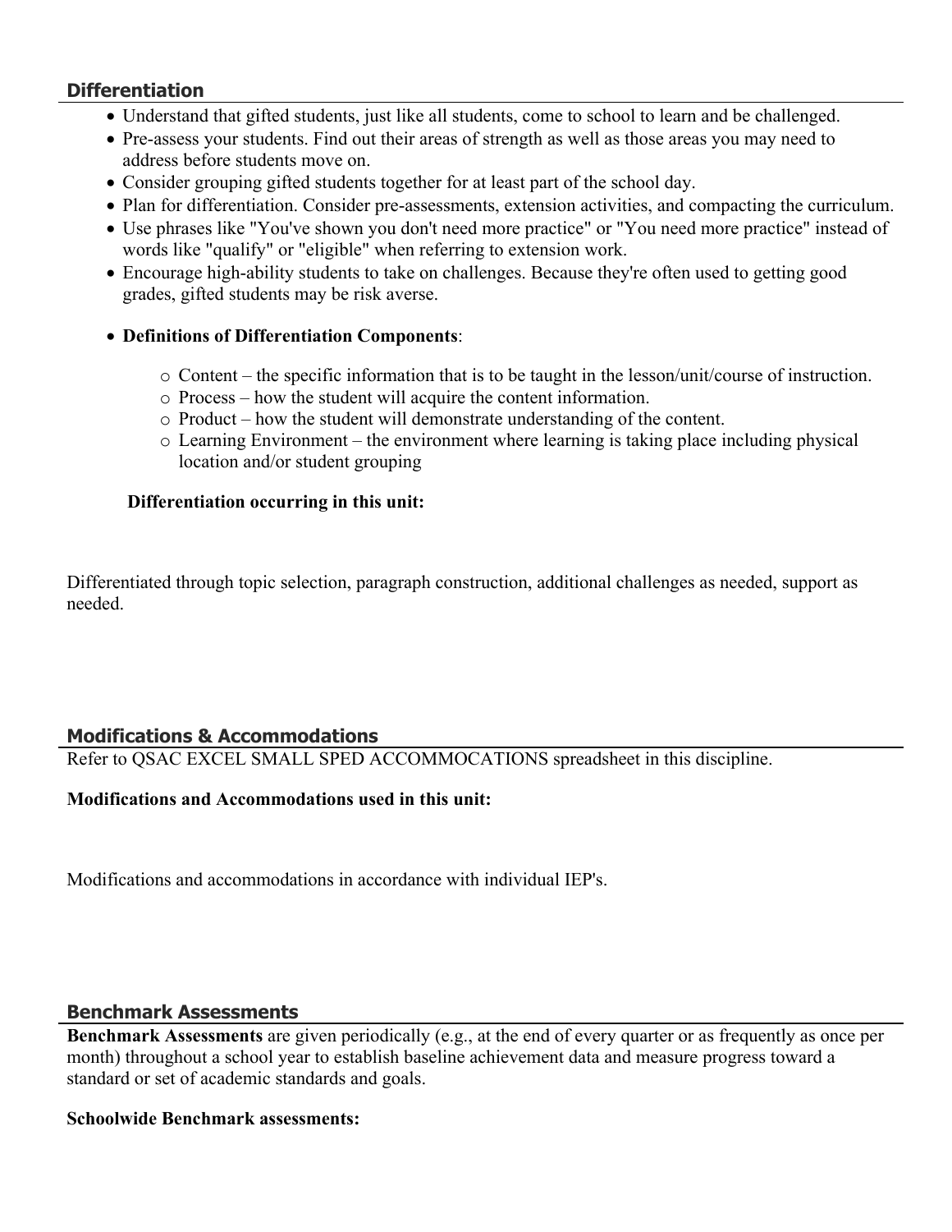## Differentiation

- Understand that gifted students, just like all students, come to school to learn and be challenged.
- Pre-assess your students. Find out their areas of strength as well as those areas you may need to address before students move on.
- Consider grouping gifted students together for at least part of the school day.
- Plan for differentiation. Consider pre-assessments, extension activities, and compacting the curriculum.
- Use phrases like "You've shown you don't need more practice" or "You need more practice" instead of words like "qualify" or "eligible" when referring to extension work.
- Encourage high-ability students to take on challenges. Because they're often used to getting good grades, gifted students may be risk averse.
- **Definitions of Differentiation Components**:
    - Content – the specific information that is to be taught in the lesson/unit/course of instruction.
    - Process – how the student will acquire the content information.
    - Product – how the student will demonstrate understanding of the content.
    - Learning Environment – the environment where learning is taking place including physical location and/or student grouping

**Differentiation occurring in this unit:**

Differentiated through topic selection, paragraph construction, additional challenges as needed, support as needed.

## Modifications & Accommodations

Refer to QSAC EXCEL SMALL SPED ACCOMMOCATIONS spreadsheet in this discipline.

**Modifications and Accommodations used in this unit:**

Modifications and accommodations in accordance with individual IEP's.

## Benchmark Assessments

**Benchmark Assessments** are given periodically (e.g., at the end of every quarter or as frequently as once per month) throughout a school year to establish baseline achievement data and measure progress toward a standard or set of academic standards and goals.

**Schoolwide Benchmark assessments:**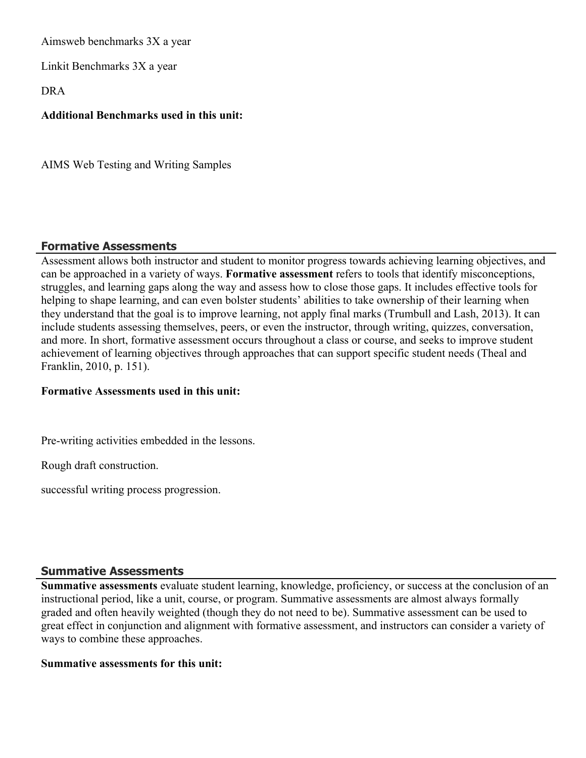Aimsweb benchmarks 3X a year

Linkit Benchmarks 3X a year

DRA

**Additional Benchmarks used in this unit:**

AIMS Web Testing and Writing Samples

## Formative Assessments

Assessment allows both instructor and student to monitor progress towards achieving learning objectives, and can be approached in a variety of ways. **Formative assessment** refers to tools that identify misconceptions, struggles, and learning gaps along the way and assess how to close those gaps. It includes effective tools for helping to shape learning, and can even bolster students' abilities to take ownership of their learning when they understand that the goal is to improve learning, not apply final marks (Trumbull and Lash, 2013). It can include students assessing themselves, peers, or even the instructor, through writing, quizzes, conversation, and more. In short, formative assessment occurs throughout a class or course, and seeks to improve student achievement of learning objectives through approaches that can support specific student needs (Theal and Franklin, 2010, p. 151).

**Formative Assessments used in this unit:**

Pre-writing activities embedded in the lessons.

Rough draft construction.

successful writing process progression.

## Summative Assessments

**Summative assessments** evaluate student learning, knowledge, proficiency, or success at the conclusion of an instructional period, like a unit, course, or program. Summative assessments are almost always formally graded and often heavily weighted (though they do not need to be). Summative assessment can be used to great effect in conjunction and alignment with formative assessment, and instructors can consider a variety of ways to combine these approaches.

**Summative assessments for this unit:**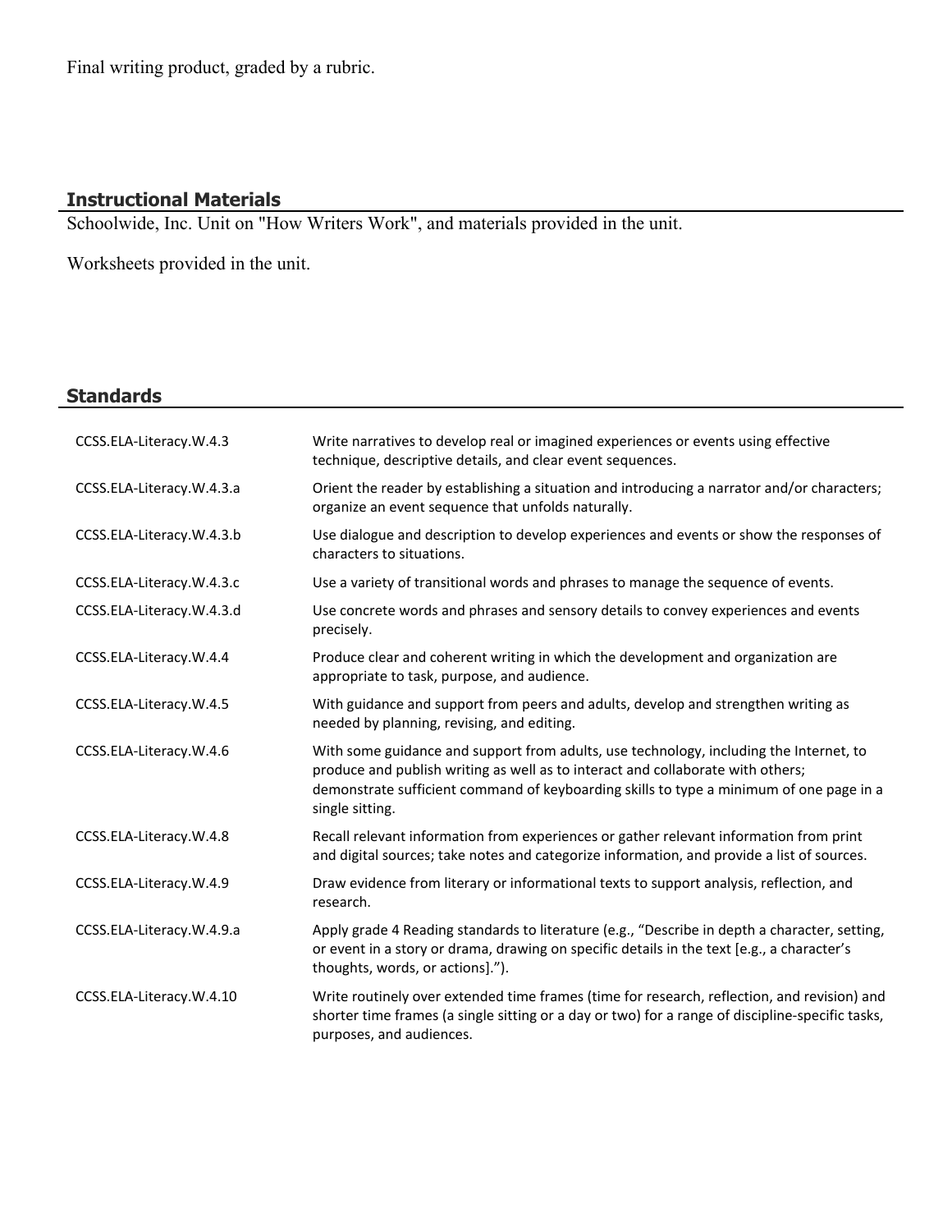Final writing product, graded by a rubric.

## Instructional Materials

Schoolwide, Inc. Unit on "How Writers Work", and materials provided in the unit.

Worksheets provided in the unit.

## Standards

| | |
|---|---|
| CCSS.ELA-Literacy.W.4.3 | Write narratives to develop real or imagined experiences or events using effective technique, descriptive details, and clear event sequences. |
| CCSS.ELA-Literacy.W.4.3.a | Orient the reader by establishing a situation and introducing a narrator and/or characters; organize an event sequence that unfolds naturally. |
| CCSS.ELA-Literacy.W.4.3.b | Use dialogue and description to develop experiences and events or show the responses of characters to situations. |
| CCSS.ELA-Literacy.W.4.3.c | Use a variety of transitional words and phrases to manage the sequence of events. |
| CCSS.ELA-Literacy.W.4.3.d | Use concrete words and phrases and sensory details to convey experiences and events precisely. |
| CCSS.ELA-Literacy.W.4.4 | Produce clear and coherent writing in which the development and organization are appropriate to task, purpose, and audience. |
| CCSS.ELA-Literacy.W.4.5 | With guidance and support from peers and adults, develop and strengthen writing as needed by planning, revising, and editing. |
| CCSS.ELA-Literacy.W.4.6 | With some guidance and support from adults, use technology, including the Internet, to produce and publish writing as well as to interact and collaborate with others; demonstrate sufficient command of keyboarding skills to type a minimum of one page in a single sitting. |
| CCSS.ELA-Literacy.W.4.8 | Recall relevant information from experiences or gather relevant information from print and digital sources; take notes and categorize information, and provide a list of sources. |
| CCSS.ELA-Literacy.W.4.9 | Draw evidence from literary or informational texts to support analysis, reflection, and research. |
| CCSS.ELA-Literacy.W.4.9.a | Apply grade 4 Reading standards to literature (e.g., "Describe in depth a character, setting, or event in a story or drama, drawing on specific details in the text [e.g., a character's thoughts, words, or actions]."). |
| CCSS.ELA-Literacy.W.4.10 | Write routinely over extended time frames (time for research, reflection, and revision) and shorter time frames (a single sitting or a day or two) for a range of discipline-specific tasks, purposes, and audiences. |